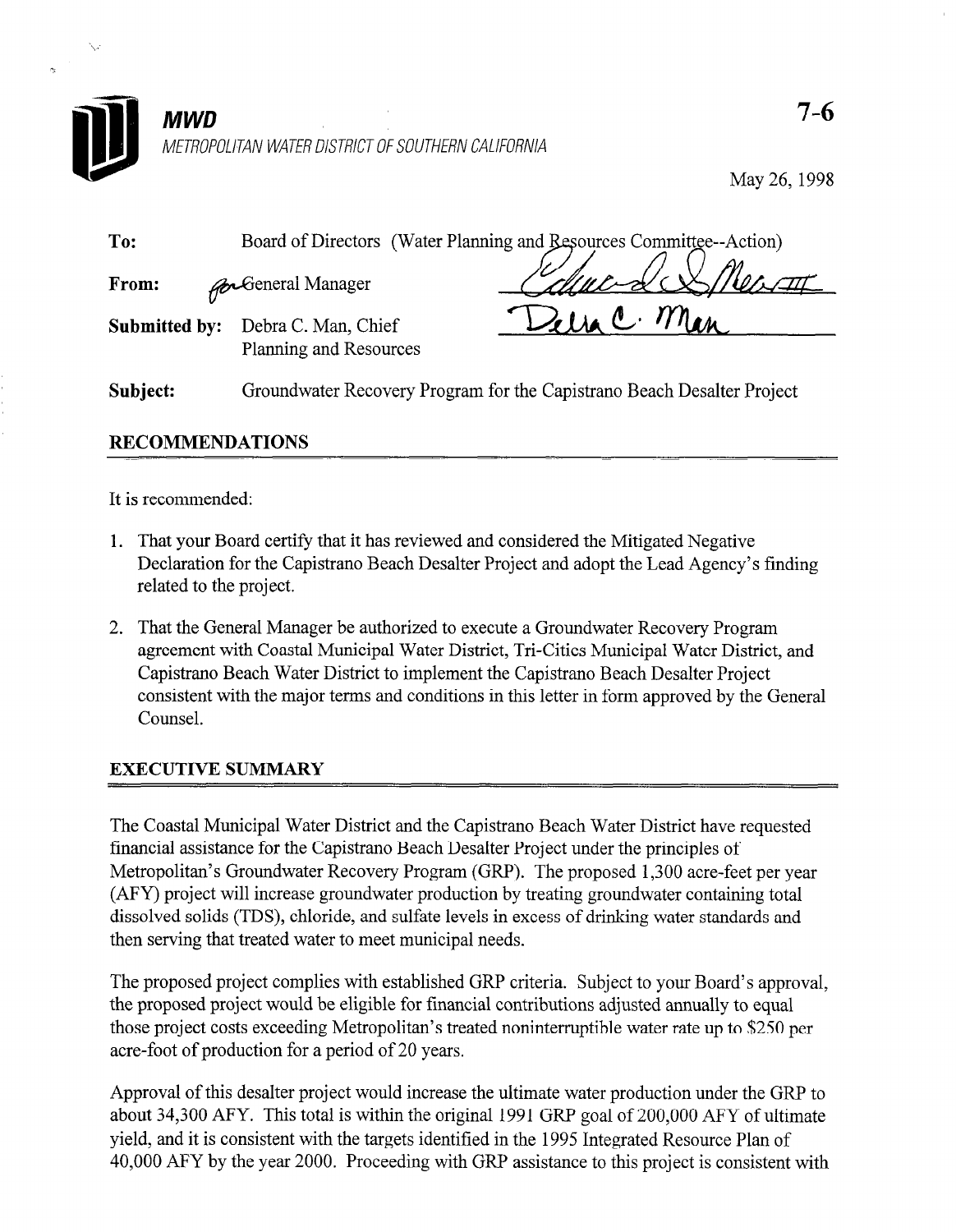# MWD

METROPOLITAN WATER DISTRICT OF SOUTHERN CALIFORNIA

7-6

May 26, 1998

**To:** Board of Directors (Water Planning and Resources Committee--Action)

**From:** for General Manager

**Submitted by:** Debra C. Man, Chief
Planning and Resources

**Subject:** Groundwater Recovery Program for the Capistrano Beach Desalter Project

## RECOMMENDATIONS

It is recommended:

1. That your Board certify that it has reviewed and considered the Mitigated Negative Declaration for the Capistrano Beach Desalter Project and adopt the Lead Agency's finding related to the project.

2. That the General Manager be authorized to execute a Groundwater Recovery Program agreement with Coastal Municipal Water District, Tri-Cities Municipal Water District, and Capistrano Beach Water District to implement the Capistrano Beach Desalter Project consistent with the major terms and conditions in this letter in form approved by the General Counsel.

## EXECUTIVE SUMMARY

The Coastal Municipal Water District and the Capistrano Beach Water District have requested financial assistance for the Capistrano Beach Desalter Project under the principles of Metropolitan's Groundwater Recovery Program (GRP). The proposed 1,300 acre-feet per year (AFY) project will increase groundwater production by treating groundwater containing total dissolved solids (TDS), chloride, and sulfate levels in excess of drinking water standards and then serving that treated water to meet municipal needs.

The proposed project complies with established GRP criteria. Subject to your Board's approval, the proposed project would be eligible for financial contributions adjusted annually to equal those project costs exceeding Metropolitan's treated noninterruptible water rate up to $250 per acre-foot of production for a period of 20 years.

Approval of this desalter project would increase the ultimate water production under the GRP to about 34,300 AFY. This total is within the original 1991 GRP goal of 200,000 AFY of ultimate yield, and it is consistent with the targets identified in the 1995 Integrated Resource Plan of 40,000 AFY by the year 2000. Proceeding with GRP assistance to this project is consistent with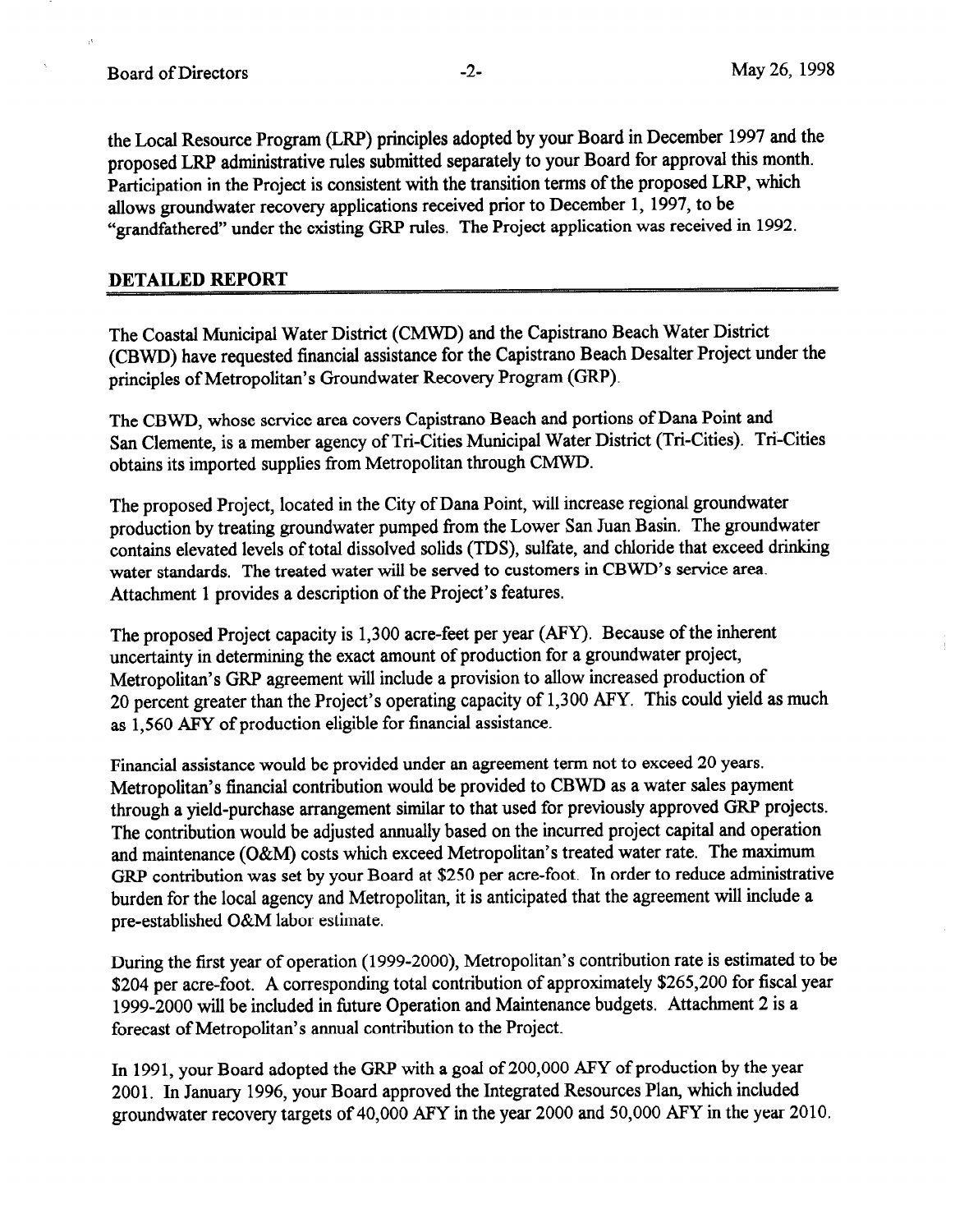the Local Resource Program (LRP) principles adopted by your Board in December 1997 and the proposed LRP administrative rules submitted separately to your Board for approval this month. Participation in the Project is consistent with the transition terms of the proposed LRP, which allows groundwater recovery applications received prior to December 1, 1997, to be "grandfathered" under the existing GRP rules. The Project application was received in 1992.

## DETAILED REPORT

The Coastal Municipal Water District (CMWD) and the Capistrano Beach Water District (CBWD) have requested financial assistance for the Capistrano Beach Desalter Project under the principles of Metropolitan's Groundwater Recovery Program (GRP).

The CBWD, whose service area covers Capistrano Beach and portions of Dana Point and San Clemente, is a member agency of Tri-Cities Municipal Water District (Tri-Cities). Tri-Cities obtains its imported supplies from Metropolitan through CMWD.

The proposed Project, located in the City of Dana Point, will increase regional groundwater production by treating groundwater pumped from the Lower San Juan Basin. The groundwater contains elevated levels of total dissolved solids (TDS), sulfate, and chloride that exceed drinking water standards. The treated water will be served to customers in CBWD's service area. Attachment 1 provides a description of the Project's features.

The proposed Project capacity is 1,300 acre-feet per year (AFY). Because of the inherent uncertainty in determining the exact amount of production for a groundwater project, Metropolitan's GRP agreement will include a provision to allow increased production of 20 percent greater than the Project's operating capacity of 1,300 AFY. This could yield as much as 1,560 AFY of production eligible for financial assistance.

Financial assistance would be provided under an agreement term not to exceed 20 years. Metropolitan's financial contribution would be provided to CBWD as a water sales payment through a yield-purchase arrangement similar to that used for previously approved GRP projects. The contribution would be adjusted annually based on the incurred project capital and operation and maintenance (O&M) costs which exceed Metropolitan's treated water rate. The maximum GRP contribution was set by your Board at $250 per acre-foot. In order to reduce administrative burden for the local agency and Metropolitan, it is anticipated that the agreement will include a pre-established O&M labor estimate.

During the first year of operation (1999-2000), Metropolitan's contribution rate is estimated to be $204 per acre-foot. A corresponding total contribution of approximately $265,200 for fiscal year 1999-2000 will be included in future Operation and Maintenance budgets. Attachment 2 is a forecast of Metropolitan's annual contribution to the Project.

In 1991, your Board adopted the GRP with a goal of 200,000 AFY of production by the year 2001. In January 1996, your Board approved the Integrated Resources Plan, which included groundwater recovery targets of 40,000 AFY in the year 2000 and 50,000 AFY in the year 2010.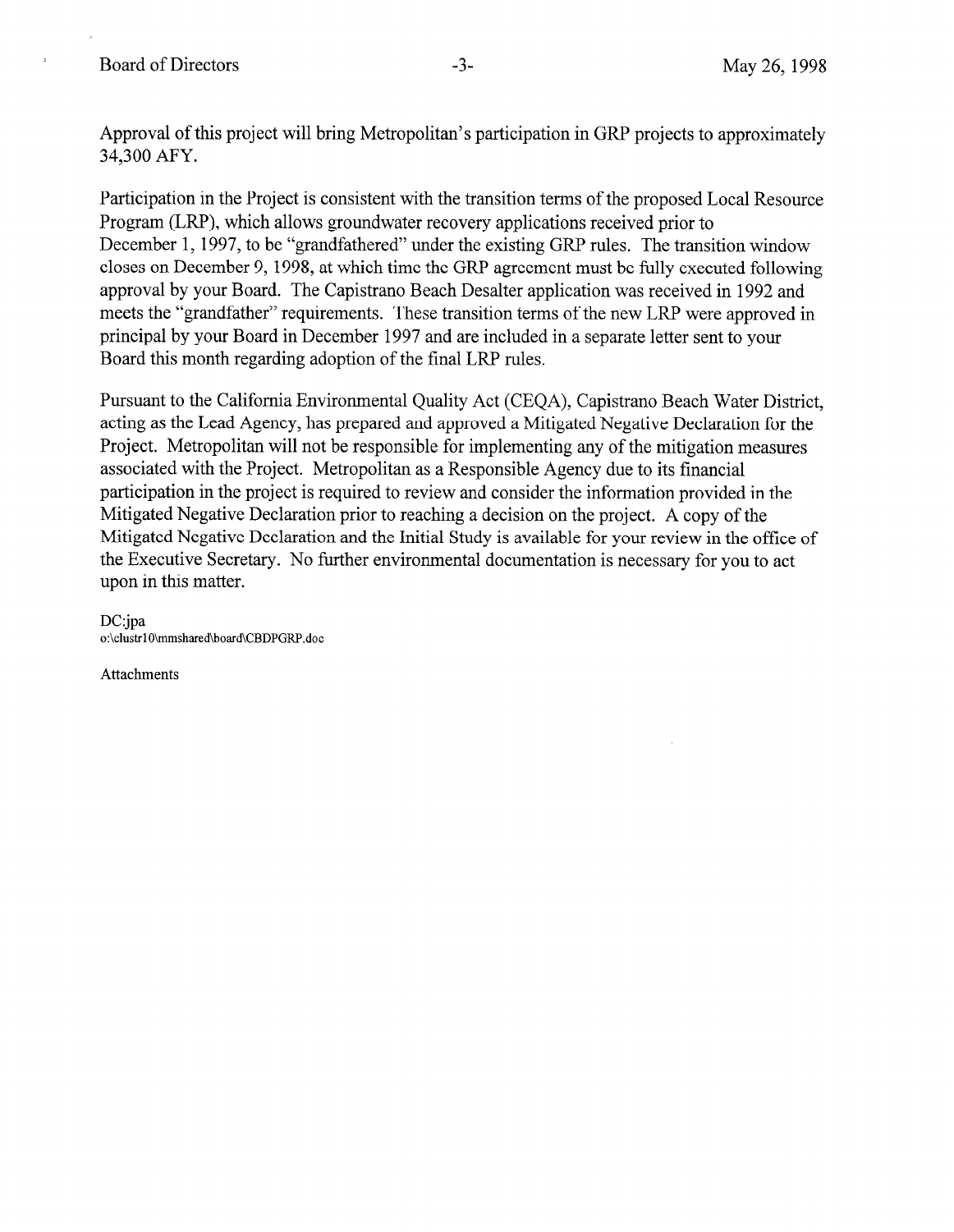Approval of this project will bring Metropolitan's participation in GRP projects to approximately 34,300 AFY.

Participation in the Project is consistent with the transition terms of the proposed Local Resource Program (LRP), which allows groundwater recovery applications received prior to December 1, 1997, to be "grandfathered" under the existing GRP rules. The transition window closes on December 9, 1998, at which time the GRP agreement must be fully executed following approval by your Board. The Capistrano Beach Desalter application was received in 1992 and meets the "grandfather" requirements. These transition terms of the new LRP were approved in principal by your Board in December 1997 and are included in a separate letter sent to your Board this month regarding adoption of the final LRP rules.

Pursuant to the California Environmental Quality Act (CEQA), Capistrano Beach Water District, acting as the Lead Agency, has prepared and approved a Mitigated Negative Declaration for the Project. Metropolitan will not be responsible for implementing any of the mitigation measures associated with the Project. Metropolitan as a Responsible Agency due to its financial participation in the project is required to review and consider the information provided in the Mitigated Negative Declaration prior to reaching a decision on the project. A copy of the Mitigated Negative Declaration and the Initial Study is available for your review in the office of the Executive Secretary. No further environmental documentation is necessary for you to act upon in this matter.

DC:jpa
o:\clustr10\mmshared\board\CBDPGRP.doc

Attachments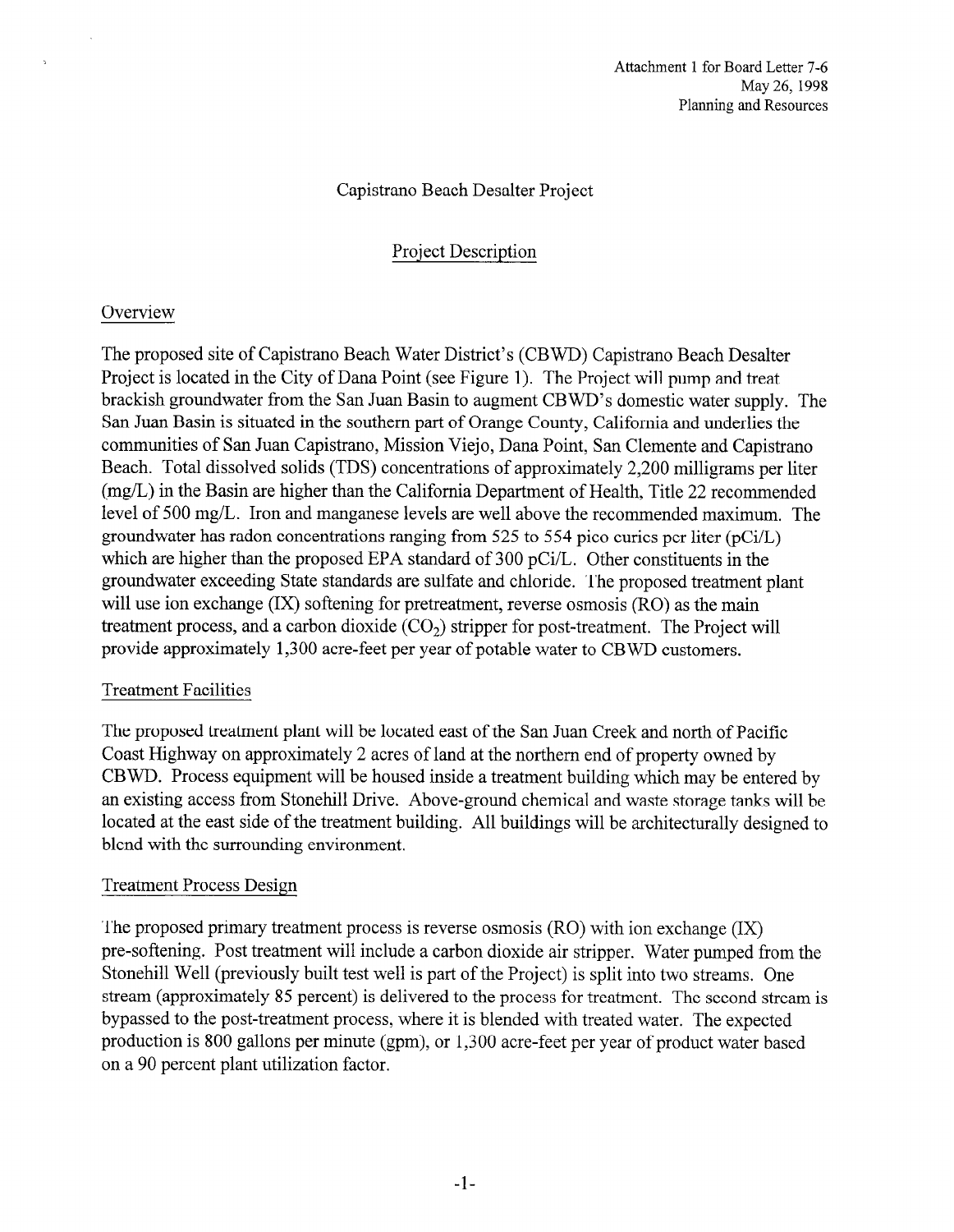Attachment 1 for Board Letter 7-6
May 26, 1998
Planning and Resources

# Capistrano Beach Desalter Project

## Project Description

### Overview

The proposed site of Capistrano Beach Water District's (CBWD) Capistrano Beach Desalter Project is located in the City of Dana Point (see Figure 1). The Project will pump and treat brackish groundwater from the San Juan Basin to augment CBWD's domestic water supply. The San Juan Basin is situated in the southern part of Orange County, California and underlies the communities of San Juan Capistrano, Mission Viejo, Dana Point, San Clemente and Capistrano Beach. Total dissolved solids (TDS) concentrations of approximately 2,200 milligrams per liter (mg/L) in the Basin are higher than the California Department of Health, Title 22 recommended level of 500 mg/L. Iron and manganese levels are well above the recommended maximum. The groundwater has radon concentrations ranging from 525 to 554 pico curies per liter (pCi/L) which are higher than the proposed EPA standard of 300 pCi/L. Other constituents in the groundwater exceeding State standards are sulfate and chloride. The proposed treatment plant will use ion exchange (IX) softening for pretreatment, reverse osmosis (RO) as the main treatment process, and a carbon dioxide ($CO_2$) stripper for post-treatment. The Project will provide approximately 1,300 acre-feet per year of potable water to CBWD customers.

### Treatment Facilities

The proposed treatment plant will be located east of the San Juan Creek and north of Pacific Coast Highway on approximately 2 acres of land at the northern end of property owned by CBWD. Process equipment will be housed inside a treatment building which may be entered by an existing access from Stonehill Drive. Above-ground chemical and waste storage tanks will be located at the east side of the treatment building. All buildings will be architecturally designed to blend with the surrounding environment.

### Treatment Process Design

The proposed primary treatment process is reverse osmosis (RO) with ion exchange (IX) pre-softening. Post treatment will include a carbon dioxide air stripper. Water pumped from the Stonehill Well (previously built test well is part of the Project) is split into two streams. One stream (approximately 85 percent) is delivered to the process for treatment. The second stream is bypassed to the post-treatment process, where it is blended with treated water. The expected production is 800 gallons per minute (gpm), or 1,300 acre-feet per year of product water based on a 90 percent plant utilization factor.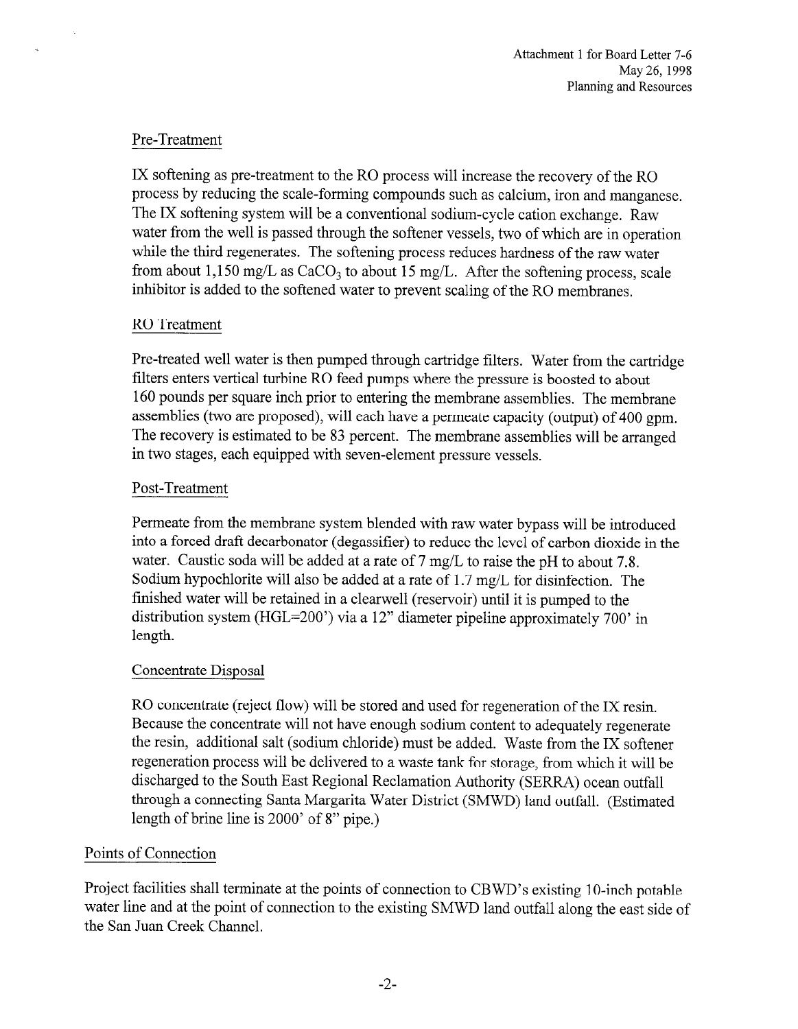### Pre-Treatment

IX softening as pre-treatment to the RO process will increase the recovery of the RO process by reducing the scale-forming compounds such as calcium, iron and manganese. The IX softening system will be a conventional sodium-cycle cation exchange. Raw water from the well is passed through the softener vessels, two of which are in operation while the third regenerates. The softening process reduces hardness of the raw water from about 1,150 mg/L as $CaCO_3$ to about 15 mg/L. After the softening process, scale inhibitor is added to the softened water to prevent scaling of the RO membranes.

### RO Treatment

Pre-treated well water is then pumped through cartridge filters. Water from the cartridge filters enters vertical turbine RO feed pumps where the pressure is boosted to about 160 pounds per square inch prior to entering the membrane assemblies. The membrane assemblies (two are proposed), will each have a permeate capacity (output) of 400 gpm. The recovery is estimated to be 83 percent. The membrane assemblies will be arranged in two stages, each equipped with seven-element pressure vessels.

### Post-Treatment

Permeate from the membrane system blended with raw water bypass will be introduced into a forced draft decarbonator (degassifier) to reduce the level of carbon dioxide in the water. Caustic soda will be added at a rate of 7 mg/L to raise the pH to about 7.8. Sodium hypochlorite will also be added at a rate of 1.7 mg/L for disinfection. The finished water will be retained in a clearwell (reservoir) until it is pumped to the distribution system (HGL=200') via a 12" diameter pipeline approximately 700' in length.

### Concentrate Disposal

RO concentrate (reject flow) will be stored and used for regeneration of the IX resin. Because the concentrate will not have enough sodium content to adequately regenerate the resin, additional salt (sodium chloride) must be added. Waste from the IX softener regeneration process will be delivered to a waste tank for storage, from which it will be discharged to the South East Regional Reclamation Authority (SERRA) ocean outfall through a connecting Santa Margarita Water District (SMWD) land outfall. (Estimated length of brine line is 2000' of 8" pipe.)

## Points of Connection

Project facilities shall terminate at the points of connection to CBWD's existing 10-inch potable water line and at the point of connection to the existing SMWD land outfall along the east side of the San Juan Creek Channel.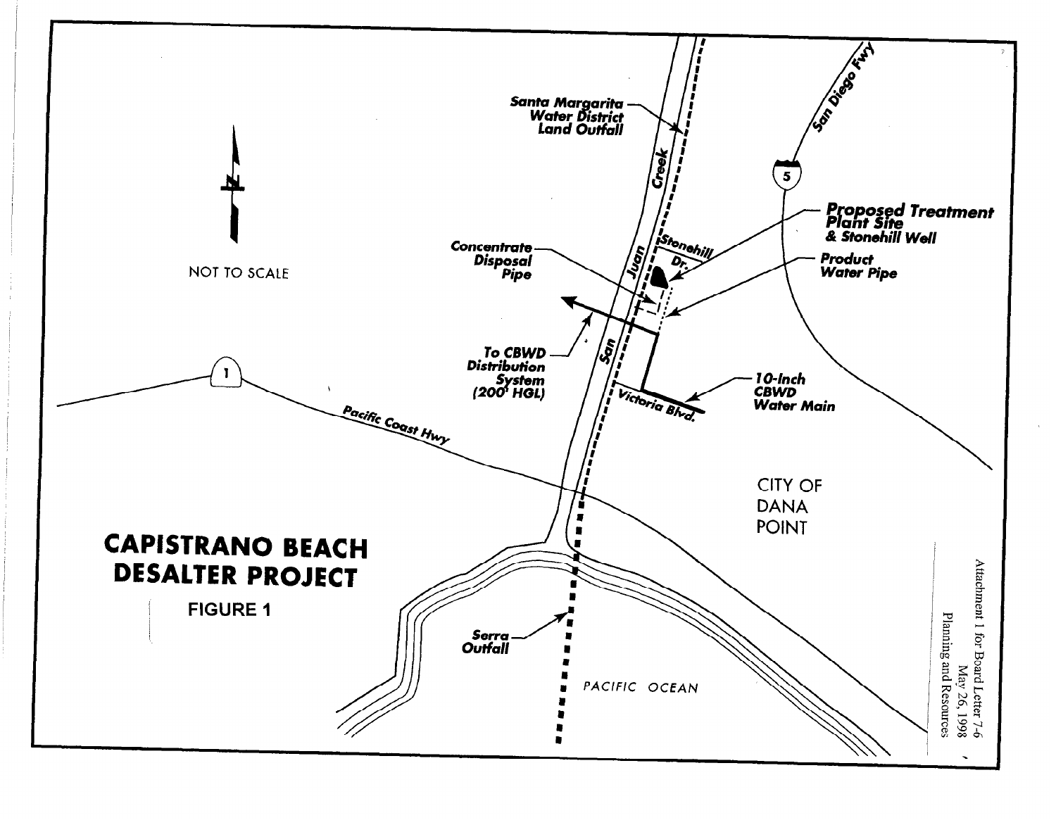# CAPISTRANO BEACH DESALTER PROJECT

FIGURE 1

NOT TO SCALE

Santa Margarita Water District Land Outfall

San Diego Fwy

5

Proposed Treatment Plant Site & Stonehill Well

Concentrate Disposal Pipe

Stonehill Dr.

San Juan Creek

Product Water Pipe

To CBWD Distribution System (200' HGL)

10-Inch CBWD Water Main

Victoria Blvd.

1

Pacific Coast Hwy

CITY OF DANA POINT

Serra Outfall

PACIFIC OCEAN

Attachment 1 for Board Letter 7-6
May 26, 1998
Planning and Resources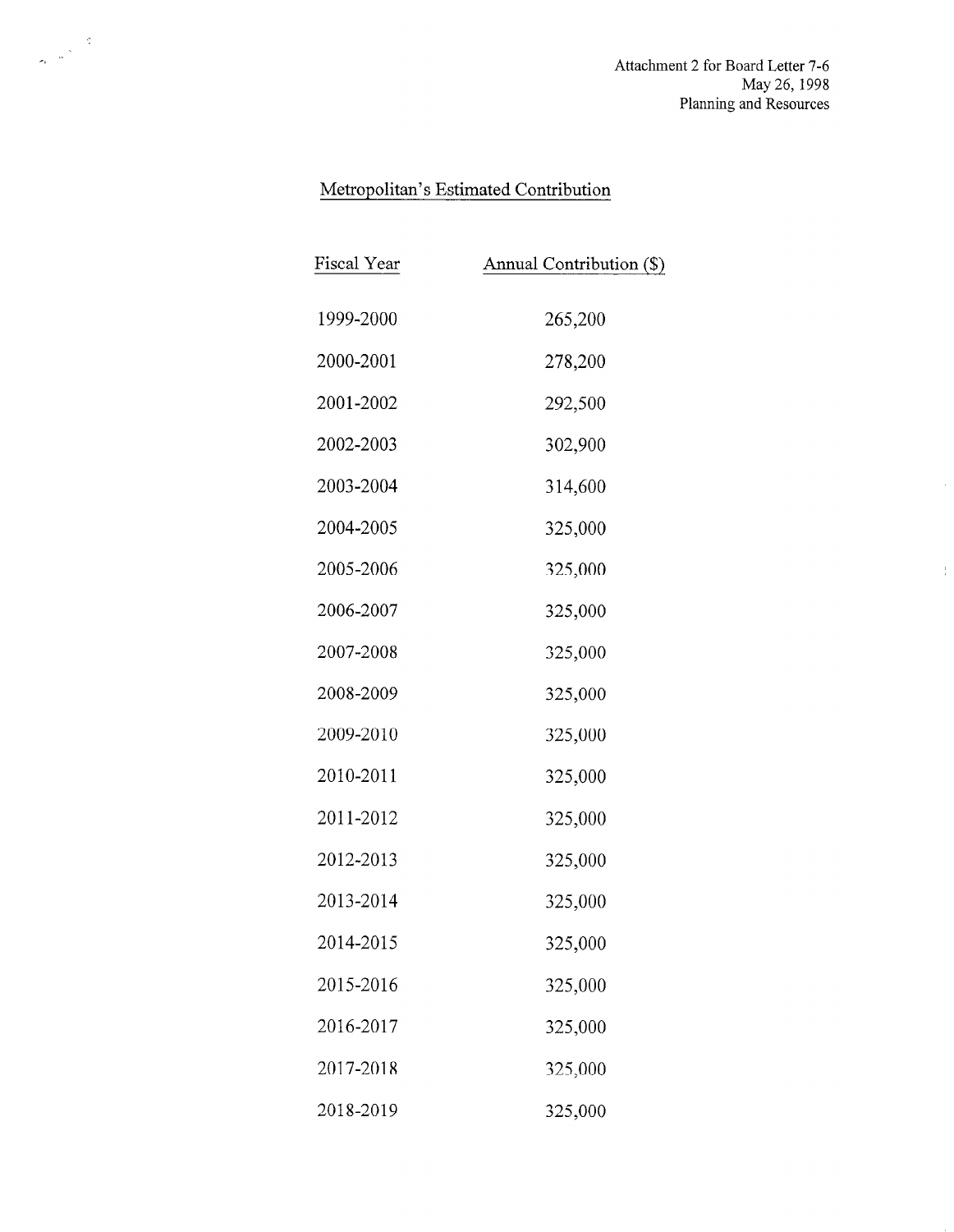Attachment 2 for Board Letter 7-6
May 26, 1998
Planning and Resources

# Metropolitan's Estimated Contribution

| Fiscal Year | Annual Contribution ($) |
| --- | --- |
| 1999-2000 | 265,200 |
| 2000-2001 | 278,200 |
| 2001-2002 | 292,500 |
| 2002-2003 | 302,900 |
| 2003-2004 | 314,600 |
| 2004-2005 | 325,000 |
| 2005-2006 | 325,000 |
| 2006-2007 | 325,000 |
| 2007-2008 | 325,000 |
| 2008-2009 | 325,000 |
| 2009-2010 | 325,000 |
| 2010-2011 | 325,000 |
| 2011-2012 | 325,000 |
| 2012-2013 | 325,000 |
| 2013-2014 | 325,000 |
| 2014-2015 | 325,000 |
| 2015-2016 | 325,000 |
| 2016-2017 | 325,000 |
| 2017-2018 | 325,000 |
| 2018-2019 | 325,000 |